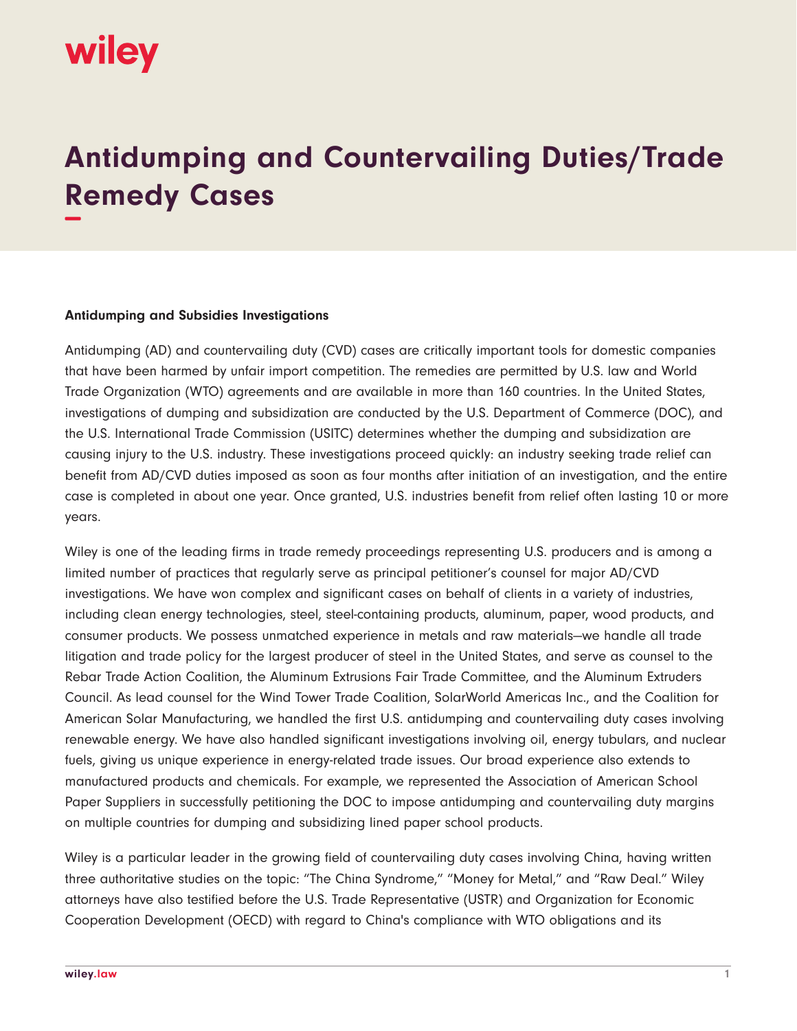# Antidumping and Countervailing Duties/Trade Remedy Cases

**Antidumping and Subsidies Investigations**

Antidumping (AD) and countervailing duty (CVD) cases are critically important tools for domestic companies that have been harmed by unfair import competition. The remedies are permitted by U.S. law and World Trade Organization (WTO) agreements and are available in more than 160 countries. In the United States, investigations of dumping and subsidization are conducted by the U.S. Department of Commerce (DOC), and the U.S. International Trade Commission (USITC) determines whether the dumping and subsidization are causing injury to the U.S. industry. These investigations proceed quickly: an industry seeking trade relief can benefit from AD/CVD duties imposed as soon as four months after initiation of an investigation, and the entire case is completed in about one year. Once granted, U.S. industries benefit from relief often lasting 10 or more years.

Wiley is one of the leading firms in trade remedy proceedings representing U.S. producers and is among a limited number of practices that regularly serve as principal petitioner's counsel for major AD/CVD investigations. We have won complex and significant cases on behalf of clients in a variety of industries, including clean energy technologies, steel, steel-containing products, aluminum, paper, wood products, and consumer products. We possess unmatched experience in metals and raw materials—we handle all trade litigation and trade policy for the largest producer of steel in the United States, and serve as counsel to the Rebar Trade Action Coalition, the Aluminum Extrusions Fair Trade Committee, and the Aluminum Extruders Council. As lead counsel for the Wind Tower Trade Coalition, SolarWorld Americas Inc., and the Coalition for American Solar Manufacturing, we handled the first U.S. antidumping and countervailing duty cases involving renewable energy. We have also handled significant investigations involving oil, energy tubulars, and nuclear fuels, giving us unique experience in energy-related trade issues. Our broad experience also extends to manufactured products and chemicals. For example, we represented the Association of American School Paper Suppliers in successfully petitioning the DOC to impose antidumping and countervailing duty margins on multiple countries for dumping and subsidizing lined paper school products.

Wiley is a particular leader in the growing field of countervailing duty cases involving China, having written three authoritative studies on the topic: "The China Syndrome," "Money for Metal," and "Raw Deal." Wiley attorneys have also testified before the U.S. Trade Representative (USTR) and Organization for Economic Cooperation Development (OECD) with regard to China's compliance with WTO obligations and its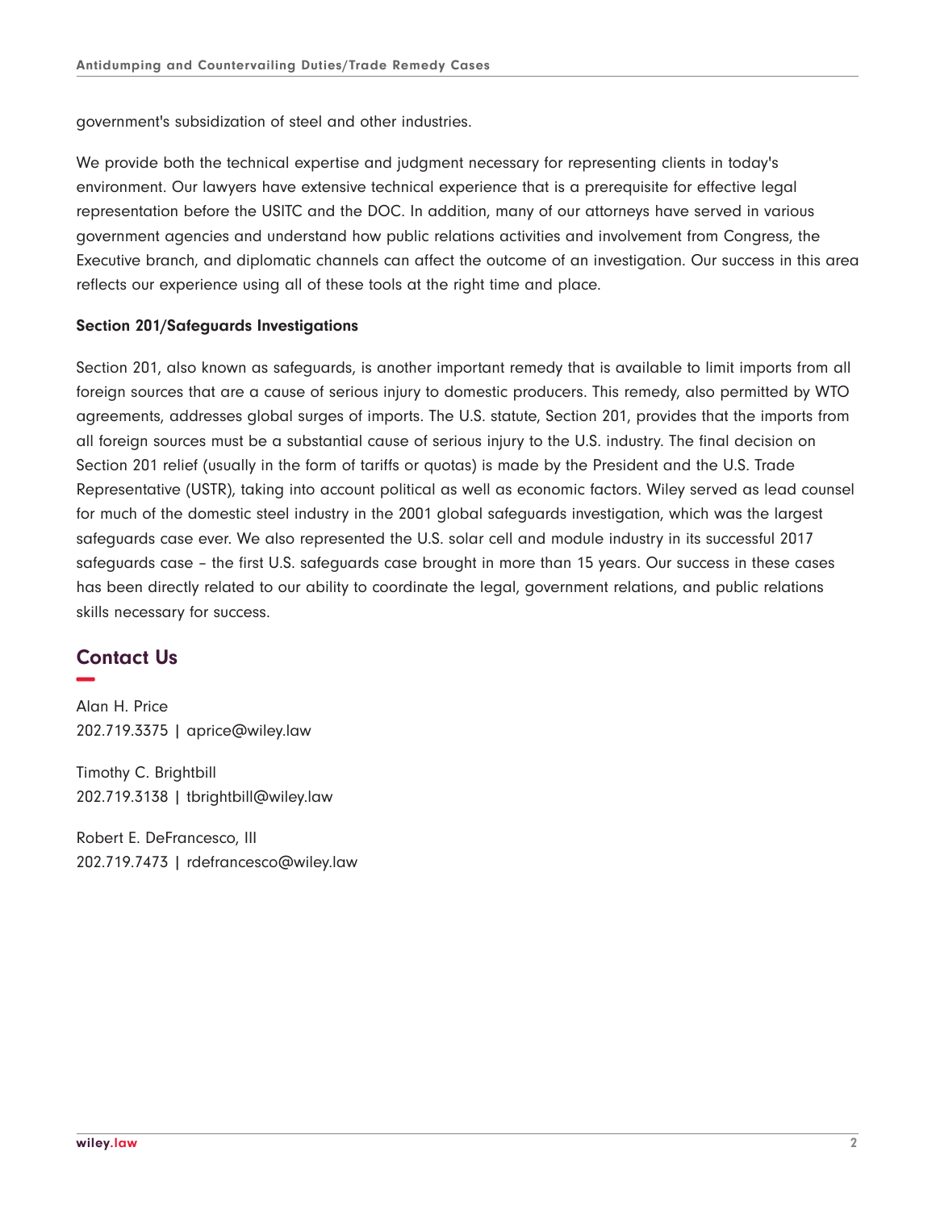government's subsidization of steel and other industries.

We provide both the technical expertise and judgment necessary for representing clients in today's environment. Our lawyers have extensive technical experience that is a prerequisite for effective legal representation before the USITC and the DOC. In addition, many of our attorneys have served in various government agencies and understand how public relations activities and involvement from Congress, the Executive branch, and diplomatic channels can affect the outcome of an investigation. Our success in this area reflects our experience using all of these tools at the right time and place.

**Section 201/Safeguards Investigations**

Section 201, also known as safeguards, is another important remedy that is available to limit imports from all foreign sources that are a cause of serious injury to domestic producers. This remedy, also permitted by WTO agreements, addresses global surges of imports. The U.S. statute, Section 201, provides that the imports from all foreign sources must be a substantial cause of serious injury to the U.S. industry. The final decision on Section 201 relief (usually in the form of tariffs or quotas) is made by the President and the U.S. Trade Representative (USTR), taking into account political as well as economic factors. Wiley served as lead counsel for much of the domestic steel industry in the 2001 global safeguards investigation, which was the largest safeguards case ever. We also represented the U.S. solar cell and module industry in its successful 2017 safeguards case – the first U.S. safeguards case brought in more than 15 years. Our success in these cases has been directly related to our ability to coordinate the legal, government relations, and public relations skills necessary for success.

## Contact Us

Alan H. Price
202.719.3375 | aprice@wiley.law

Timothy C. Brightbill
202.719.3138 | tbrightbill@wiley.law

Robert E. DeFrancesco, III
202.719.7473 | rdefrancesco@wiley.law